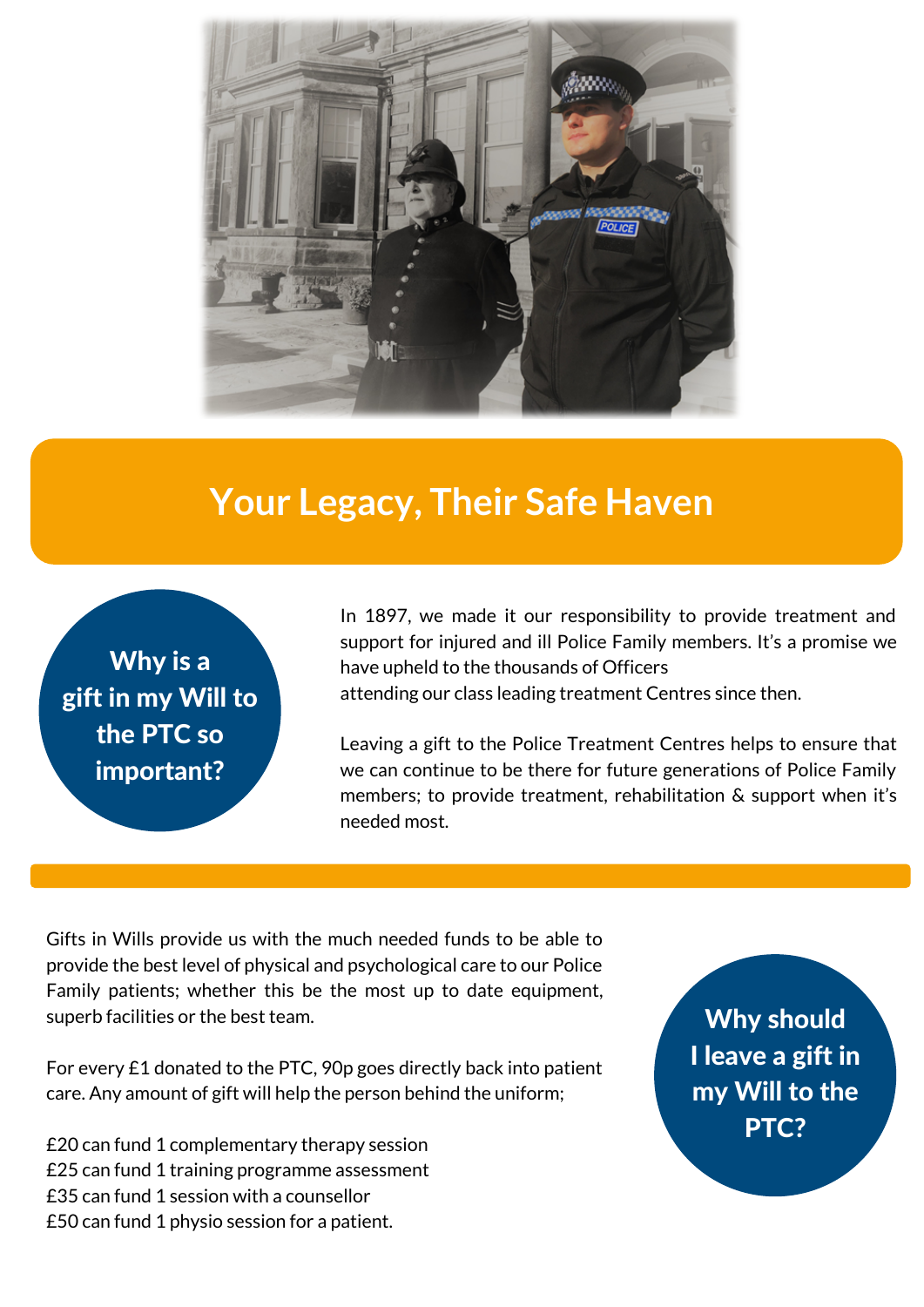# Your Legacy, Their Safe Haven

## Why is a gift in my Will to the PTC so important?

In 1897, we made it our responsibility to provide treatment and support for injured and ill Police Family members. It's a promise we have upheld to the thousands of Officers attending our class leading treatment Centres since then.

Leaving a gift to the Police Treatment Centres helps to ensure that we can continue to be there for future generations of Police Family members; to provide treatment, rehabilitation & support when it's needed most.

## Why should I leave a gift in my Will to the PTC?

Gifts in Wills provide us with the much needed funds to be able to provide the best level of physical and psychological care to our Police Family patients; whether this be the most up to date equipment, superb facilities or the best team.

For every £1 donated to the PTC, 90p goes directly back into patient care. Any amount of gift will help the person behind the uniform;

£20 can fund 1 complementary therapy session
£25 can fund 1 training programme assessment
£35 can fund 1 session with a counsellor
£50 can fund 1 physio session for a patient.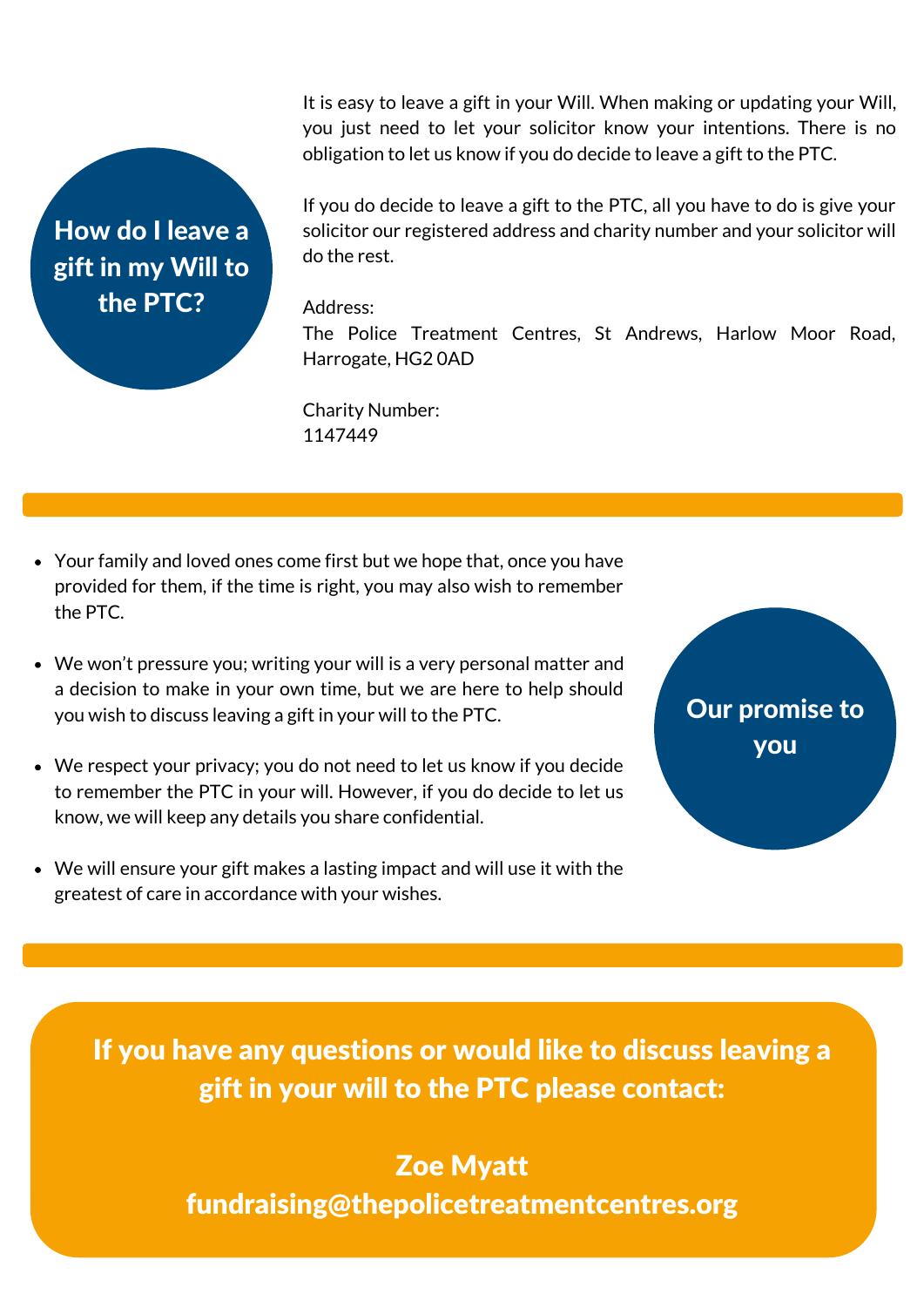## How do I leave a gift in my Will to the PTC?

It is easy to leave a gift in your Will. When making or updating your Will, you just need to let your solicitor know your intentions. There is no obligation to let us know if you do decide to leave a gift to the PTC.

If you do decide to leave a gift to the PTC, all you have to do is give your solicitor our registered address and charity number and your solicitor will do the rest.

Address:
The Police Treatment Centres, St Andrews, Harlow Moor Road, Harrogate, HG2 0AD

Charity Number:
1147449

## Our promise to you

- Your family and loved ones come first but we hope that, once you have provided for them, if the time is right, you may also wish to remember the PTC.
- We won't pressure you; writing your will is a very personal matter and a decision to make in your own time, but we are here to help should you wish to discuss leaving a gift in your will to the PTC.
- We respect your privacy; you do not need to let us know if you decide to remember the PTC in your will. However, if you do decide to let us know, we will keep any details you share confidential.
- We will ensure your gift makes a lasting impact and will use it with the greatest of care in accordance with your wishes.

**If you have any questions or would like to discuss leaving a gift in your will to the PTC please contact:**

**Zoe Myatt**
**fundraising@thepolicetreatmentcentres.org**